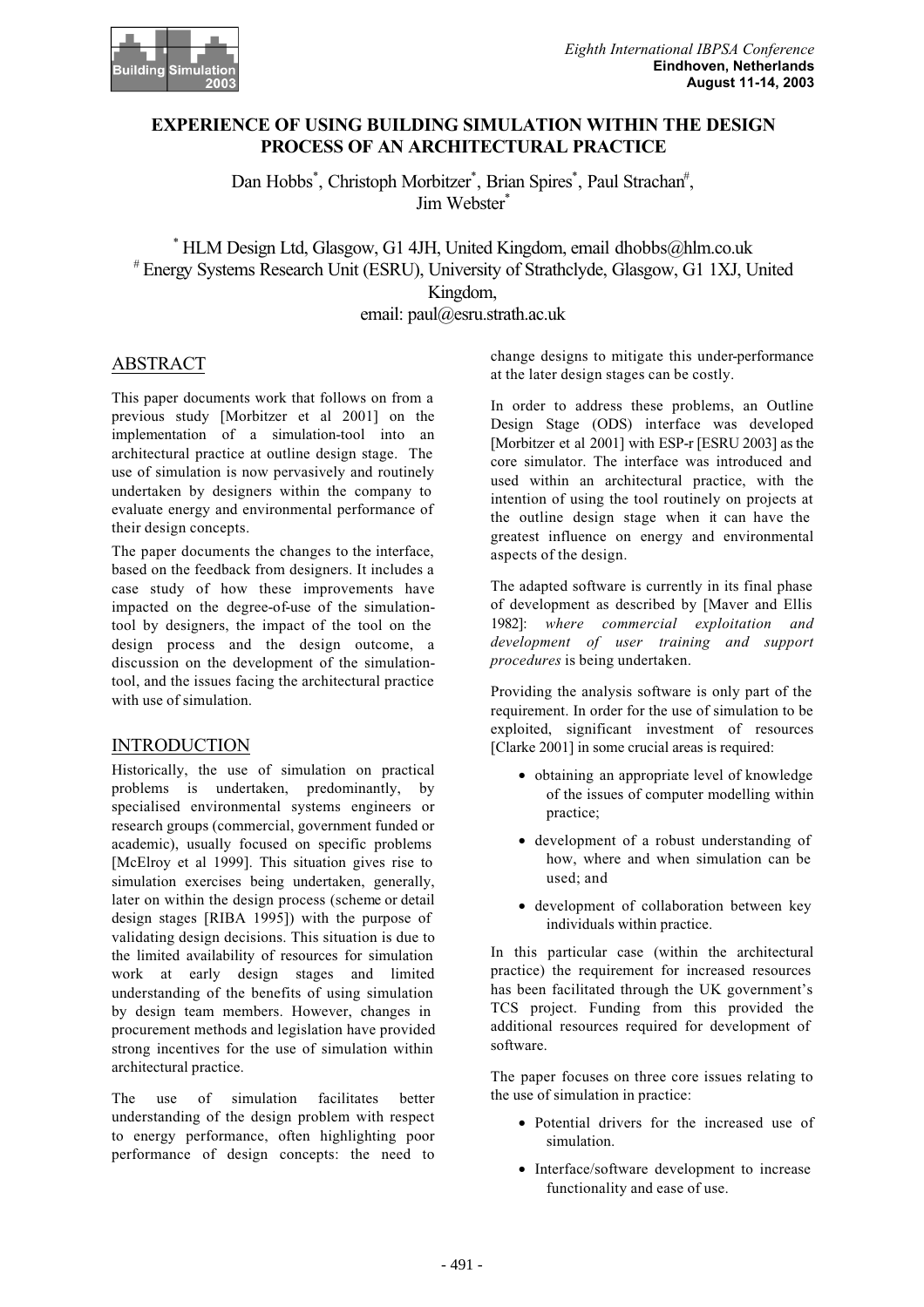# EXPERIENCE OF USING BUILDING SIMULATION WITHIN THE DESIGN PROCESS OF AN ARCHITECTURAL PRACTICE

Dan Hobbs[*], Christoph Morbitzer[*], Brian Spires[*], Paul Strachan[#], Jim Webster[*]

[*] HLM Design Ltd, Glasgow, G1 4JH, United Kingdom, email dhobbs@hlm.co.uk
[#] Energy Systems Research Unit (ESRU), University of Strathclyde, Glasgow, G1 1XJ, United Kingdom,
email: paul@esru.strath.ac.uk

## ABSTRACT

This paper documents work that follows on from a previous study [Morbitzer et al 2001] on the implementation of a simulation-tool into an architectural practice at outline design stage. The use of simulation is now pervasively and routinely undertaken by designers within the company to evaluate energy and environmental performance of their design concepts.

The paper documents the changes to the interface, based on the feedback from designers. It includes a case study of how these improvements have impacted on the degree-of-use of the simulation-tool by designers, the impact of the tool on the design process and the design outcome, a discussion on the development of the simulation-tool, and the issues facing the architectural practice with use of simulation.

## INTRODUCTION

Historically, the use of simulation on practical problems is undertaken, predominantly, by specialised environmental systems engineers or research groups (commercial, government funded or academic), usually focused on specific problems [McElroy et al 1999]. This situation gives rise to simulation exercises being undertaken, generally, later on within the design process (scheme or detail design stages [RIBA 1995]) with the purpose of validating design decisions. This situation is due to the limited availability of resources for simulation work at early design stages and limited understanding of the benefits of using simulation by design team members. However, changes in procurement methods and legislation have provided strong incentives for the use of simulation within architectural practice.

The use of simulation facilitates better understanding of the design problem with respect to energy performance, often highlighting poor performance of design concepts: the need to change designs to mitigate this under-performance at the later design stages can be costly.

In order to address these problems, an Outline Design Stage (ODS) interface was developed [Morbitzer et al 2001] with ESP-r [ESRU 2003] as the core simulator. The interface was introduced and used within an architectural practice, with the intention of using the tool routinely on projects at the outline design stage when it can have the greatest influence on energy and environmental aspects of the design.

The adapted software is currently in its final phase of development as described by [Maver and Ellis 1982]: *where commercial exploitation and development of user training and support procedures* is being undertaken.

Providing the analysis software is only part of the requirement. In order for the use of simulation to be exploited, significant investment of resources [Clarke 2001] in some crucial areas is required:

- obtaining an appropriate level of knowledge of the issues of computer modelling within practice;
- development of a robust understanding of how, where and when simulation can be used; and
- development of collaboration between key individuals within practice.

In this particular case (within the architectural practice) the requirement for increased resources has been facilitated through the UK government's TCS project. Funding from this provided the additional resources required for development of software.

The paper focuses on three core issues relating to the use of simulation in practice:

- Potential drivers for the increased use of simulation.
- Interface/software development to increase functionality and ease of use.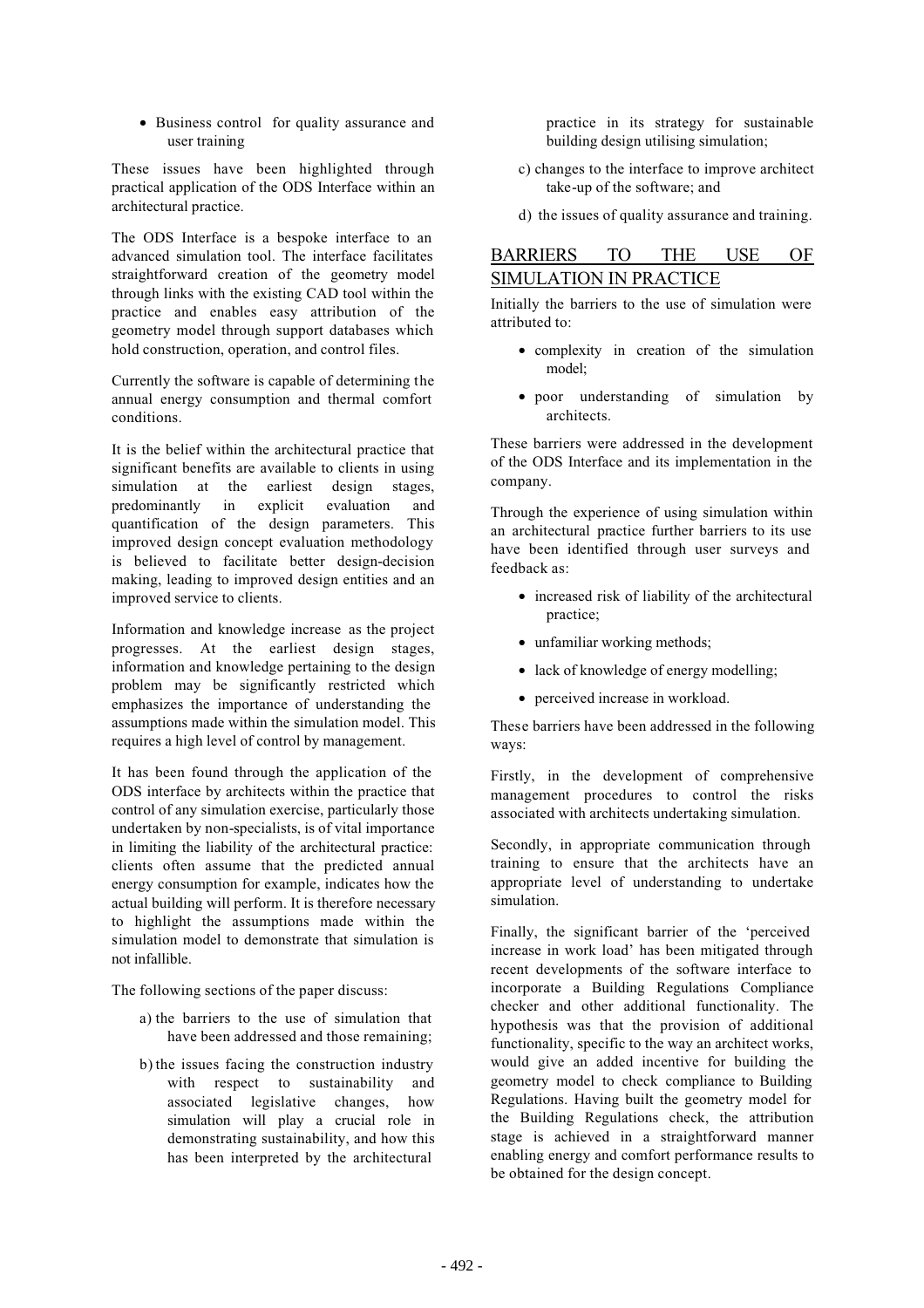- Business control for quality assurance and user training

These issues have been highlighted through practical application of the ODS Interface within an architectural practice.

The ODS Interface is a bespoke interface to an advanced simulation tool. The interface facilitates straightforward creation of the geometry model through links with the existing CAD tool within the practice and enables easy attribution of the geometry model through support databases which hold construction, operation, and control files.

Currently the software is capable of determining the annual energy consumption and thermal comfort conditions.

It is the belief within the architectural practice that significant benefits are available to clients in using simulation at the earliest design stages, predominantly in explicit evaluation and quantification of the design parameters. This improved design concept evaluation methodology is believed to facilitate better design-decision making, leading to improved design entities and an improved service to clients.

Information and knowledge increase as the project progresses. At the earliest design stages, information and knowledge pertaining to the design problem may be significantly restricted which emphasizes the importance of understanding the assumptions made within the simulation model. This requires a high level of control by management.

It has been found through the application of the ODS interface by architects within the practice that control of any simulation exercise, particularly those undertaken by non-specialists, is of vital importance in limiting the liability of the architectural practice: clients often assume that the predicted annual energy consumption for example, indicates how the actual building will perform. It is therefore necessary to highlight the assumptions made within the simulation model to demonstrate that simulation is not infallible.

The following sections of the paper discuss:

a) the barriers to the use of simulation that have been addressed and those remaining;

b) the issues facing the construction industry with respect to sustainability and associated legislative changes, how simulation will play a crucial role in demonstrating sustainability, and how this has been interpreted by the architectural practice in its strategy for sustainable building design utilising simulation;

c) changes to the interface to improve architect take-up of the software; and

d) the issues of quality assurance and training.

## BARRIERS TO THE USE OF SIMULATION IN PRACTICE

Initially the barriers to the use of simulation were attributed to:

- complexity in creation of the simulation model;
- poor understanding of simulation by architects.

These barriers were addressed in the development of the ODS Interface and its implementation in the company.

Through the experience of using simulation within an architectural practice further barriers to its use have been identified through user surveys and feedback as:

- increased risk of liability of the architectural practice;
- unfamiliar working methods;
- lack of knowledge of energy modelling;
- perceived increase in workload.

These barriers have been addressed in the following ways:

Firstly, in the development of comprehensive management procedures to control the risks associated with architects undertaking simulation.

Secondly, in appropriate communication through training to ensure that the architects have an appropriate level of understanding to undertake simulation.

Finally, the significant barrier of the 'perceived increase in work load' has been mitigated through recent developments of the software interface to incorporate a Building Regulations Compliance checker and other additional functionality. The hypothesis was that the provision of additional functionality, specific to the way an architect works, would give an added incentive for building the geometry model to check compliance to Building Regulations. Having built the geometry model for the Building Regulations check, the attribution stage is achieved in a straightforward manner enabling energy and comfort performance results to be obtained for the design concept.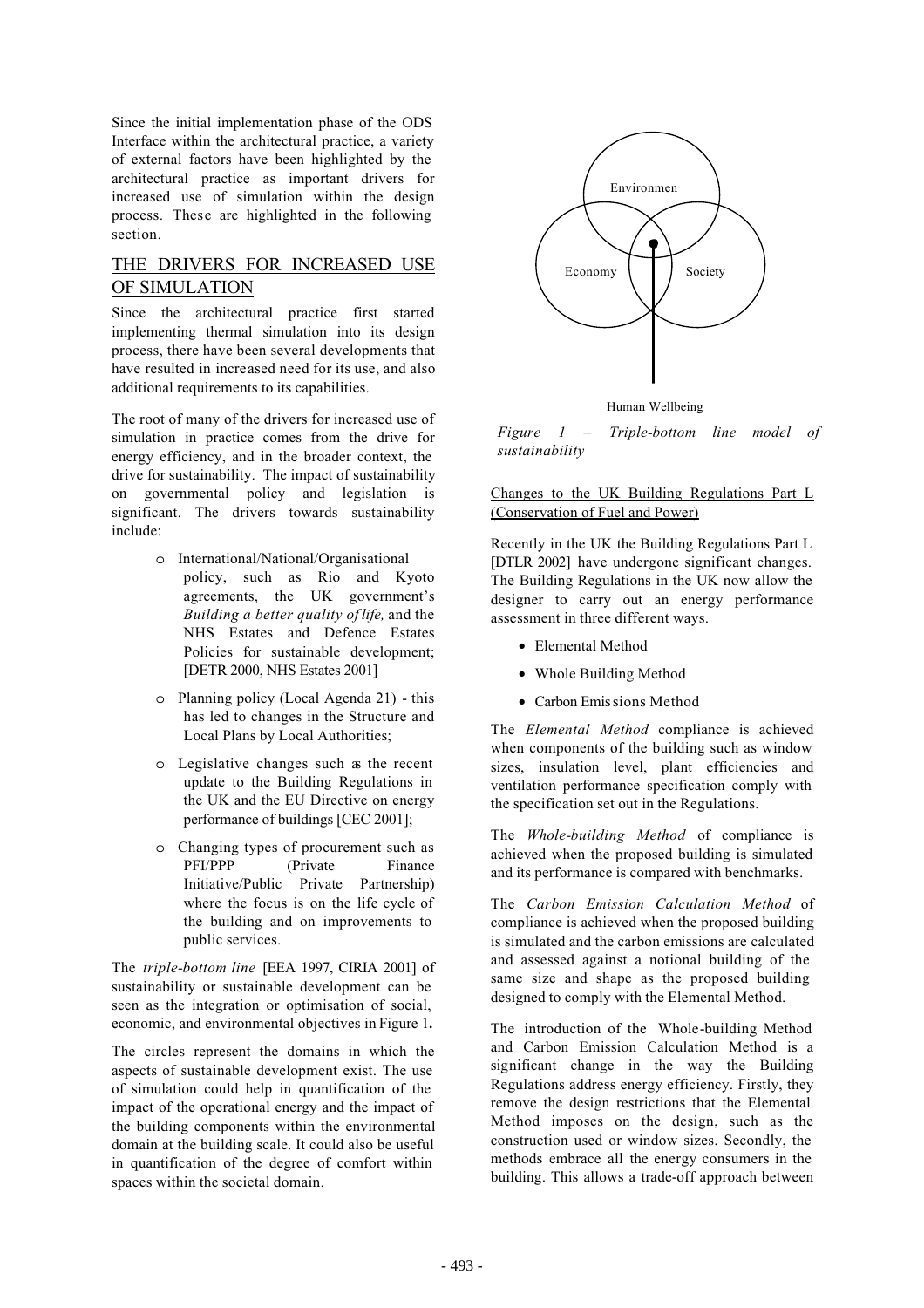Since the initial implementation phase of the ODS Interface within the architectural practice, a variety of external factors have been highlighted by the architectural practice as important drivers for increased use of simulation within the design process. These are highlighted in the following section.

## THE DRIVERS FOR INCREASED USE OF SIMULATION

Since the architectural practice first started implementing thermal simulation into its design process, there have been several developments that have resulted in increased need for its use, and also additional requirements to its capabilities.

The root of many of the drivers for increased use of simulation in practice comes from the drive for energy efficiency, and in the broader context, the drive for sustainability. The impact of sustainability on governmental policy and legislation is significant. The drivers towards sustainability include:

- International/National/Organisational policy, such as Rio and Kyoto agreements, the UK government's *Building a better quality of life,* and the NHS Estates and Defence Estates Policies for sustainable development; [DETR 2000, NHS Estates 2001]
- Planning policy (Local Agenda 21) - this has led to changes in the Structure and Local Plans by Local Authorities;
- Legislative changes such as the recent update to the Building Regulations in the UK and the EU Directive on energy performance of buildings [CEC 2001];
- Changing types of procurement such as PFI/PPP (Private Finance Initiative/Public Private Partnership) where the focus is on the life cycle of the building and on improvements to public services.

The *triple-bottom line* [EEA 1997, CIRIA 2001] of sustainability or sustainable development can be seen as the integration or optimisation of social, economic, and environmental objectives in Figure 1.

The circles represent the domains in which the aspects of sustainable development exist. The use of simulation could help in quantification of the impact of the operational energy and the impact of the building components within the environmental domain at the building scale. It could also be useful in quantification of the degree of comfort within spaces within the societal domain.

Environmen

Economy Society

Human Wellbeing

*Figure 1 – Triple-bottom line model of sustainability*

Changes to the UK Building Regulations Part L (Conservation of Fuel and Power)

Recently in the UK the Building Regulations Part L [DTLR 2002] have undergone significant changes. The Building Regulations in the UK now allow the designer to carry out an energy performance assessment in three different ways.

- Elemental Method
- Whole Building Method
- Carbon Emissions Method

The *Elemental Method* compliance is achieved when components of the building such as window sizes, insulation level, plant efficiencies and ventilation performance specification comply with the specification set out in the Regulations.

The *Whole-building Method* of compliance is achieved when the proposed building is simulated and its performance is compared with benchmarks.

The *Carbon Emission Calculation Method* of compliance is achieved when the proposed building is simulated and the carbon emissions are calculated and assessed against a notional building of the same size and shape as the proposed building designed to comply with the Elemental Method.

The introduction of the Whole-building Method and Carbon Emission Calculation Method is a significant change in the way the Building Regulations address energy efficiency. Firstly, they remove the design restrictions that the Elemental Method imposes on the design, such as the construction used or window sizes. Secondly, the methods embrace all the energy consumers in the building. This allows a trade-off approach between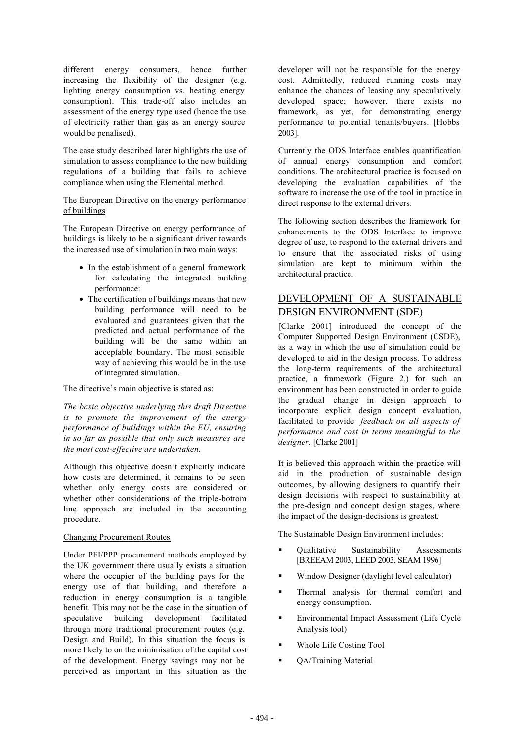different energy consumers, hence further increasing the flexibility of the designer (e.g. lighting energy consumption vs. heating energy consumption). This trade-off also includes an assessment of the energy type used (hence the use of electricity rather than gas as an energy source would be penalised).

The case study described later highlights the use of simulation to assess compliance to the new building regulations of a building that fails to achieve compliance when using the Elemental method.

The European Directive on the energy performance of buildings

The European Directive on energy performance of buildings is likely to be a significant driver towards the increased use of simulation in two main ways:

- In the establishment of a general framework for calculating the integrated building performance:
- The certification of buildings means that new building performance will need to be evaluated and guarantees given that the predicted and actual performance of the building will be the same within an acceptable boundary. The most sensible way of achieving this would be in the use of integrated simulation.

The directive's main objective is stated as:

*The basic objective underlying this draft Directive is to promote the improvement of the energy performance of buildings within the EU, ensuring in so far as possible that only such measures are the most cost-effective are undertaken.*

Although this objective doesn't explicitly indicate how costs are determined, it remains to be seen whether only energy costs are considered or whether other considerations of the triple-bottom line approach are included in the accounting procedure.

Changing Procurement Routes

Under PFI/PPP procurement methods employed by the UK government there usually exists a situation where the occupier of the building pays for the energy use of that building, and therefore a reduction in energy consumption is a tangible benefit. This may not be the case in the situation of speculative building development facilitated through more traditional procurement routes (e.g. Design and Build). In this situation the focus is more likely to on the minimisation of the capital cost of the development. Energy savings may not be perceived as important in this situation as the developer will not be responsible for the energy cost. Admittedly, reduced running costs may enhance the chances of leasing any speculatively developed space; however, there exists no framework, as yet, for demonstrating energy performance to potential tenants/buyers. [Hobbs 2003].

Currently the ODS Interface enables quantification of annual energy consumption and comfort conditions. The architectural practice is focused on developing the evaluation capabilities of the software to increase the use of the tool in practice in direct response to the external drivers.

The following section describes the framework for enhancements to the ODS Interface to improve degree of use, to respond to the external drivers and to ensure that the associated risks of using simulation are kept to minimum within the architectural practice.

## DEVELOPMENT OF A SUSTAINABLE DESIGN ENVIRONMENT (SDE)

[Clarke 2001] introduced the concept of the Computer Supported Design Environment (CSDE), as a way in which the use of simulation could be developed to aid in the design process. To address the long-term requirements of the architectural practice, a framework (Figure 2.) for such an environment has been constructed in order to guide the gradual change in design approach to incorporate explicit design concept evaluation, facilitated to provide *feedback on all aspects of performance and cost in terms meaningful to the designer.* [Clarke 2001]

It is believed this approach within the practice will aid in the production of sustainable design outcomes, by allowing designers to quantify their design decisions with respect to sustainability at the pre-design and concept design stages, where the impact of the design-decisions is greatest.

The Sustainable Design Environment includes:

- Qualitative Sustainability Assessments [BREEAM 2003, LEED 2003, SEAM 1996]
- Window Designer (daylight level calculator)
- Thermal analysis for thermal comfort and energy consumption.
- Environmental Impact Assessment (Life Cycle Analysis tool)
- Whole Life Costing Tool
- QA/Training Material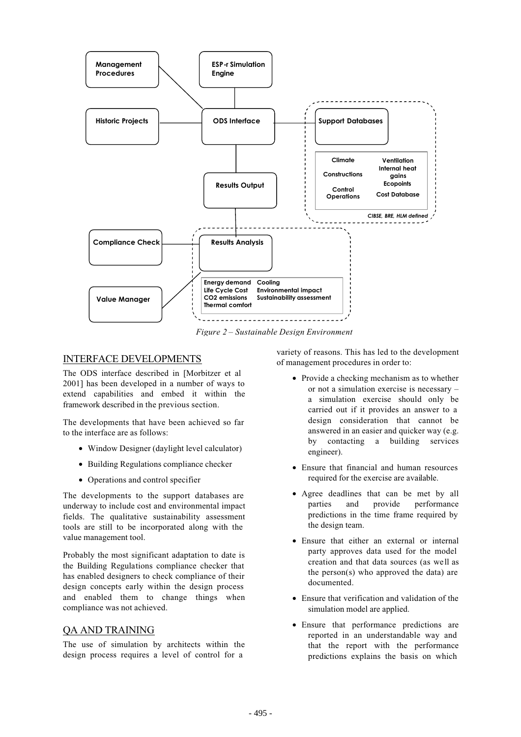Management Procedures

ESP-r Simulation Engine

Historic Projects

ODS Interface

Support Databases

Climate | Ventilation
Constructions | Internal heat gains
Control Operations | Ecopoints
Cost Database

*CIBSE, BRE, HLM defined*

Results Output

Compliance Check

Results Analysis

Energy demand | Cooling
Life Cycle Cost | Environmental impact
CO2 emissions | Sustainability assessment
Thermal comfort

Value Manager

*Figure 2 – Sustainable Design Environment*

## INTERFACE DEVELOPMENTS

The ODS interface described in [Morbitzer et al 2001] has been developed in a number of ways to extend capabilities and embed it within the framework described in the previous section.

The developments that have been achieved so far to the interface are as follows:

- Window Designer (daylight level calculator)
- Building Regulations compliance checker
- Operations and control specifier

The developments to the support databases are underway to include cost and environmental impact fields. The qualitative sustainability assessment tools are still to be incorporated along with the value management tool.

Probably the most significant adaptation to date is the Building Regulations compliance checker that has enabled designers to check compliance of their design concepts early within the design process and enabled them to change things when compliance was not achieved.

## QA AND TRAINING

The use of simulation by architects within the design process requires a level of control for a variety of reasons. This has led to the development of management procedures in order to:

- Provide a checking mechanism as to whether or not a simulation exercise is necessary – a simulation exercise should only be carried out if it provides an answer to a design consideration that cannot be answered in an easier and quicker way (e.g. by contacting a building services engineer).
- Ensure that financial and human resources required for the exercise are available.
- Agree deadlines that can be met by all parties and provide performance predictions in the time frame required by the design team.
- Ensure that either an external or internal party approves data used for the model creation and that data sources (as well as the person(s) who approved the data) are documented.
- Ensure that verification and validation of the simulation model are applied.
- Ensure that performance predictions are reported in an understandable way and that the report with the performance predictions explains the basis on which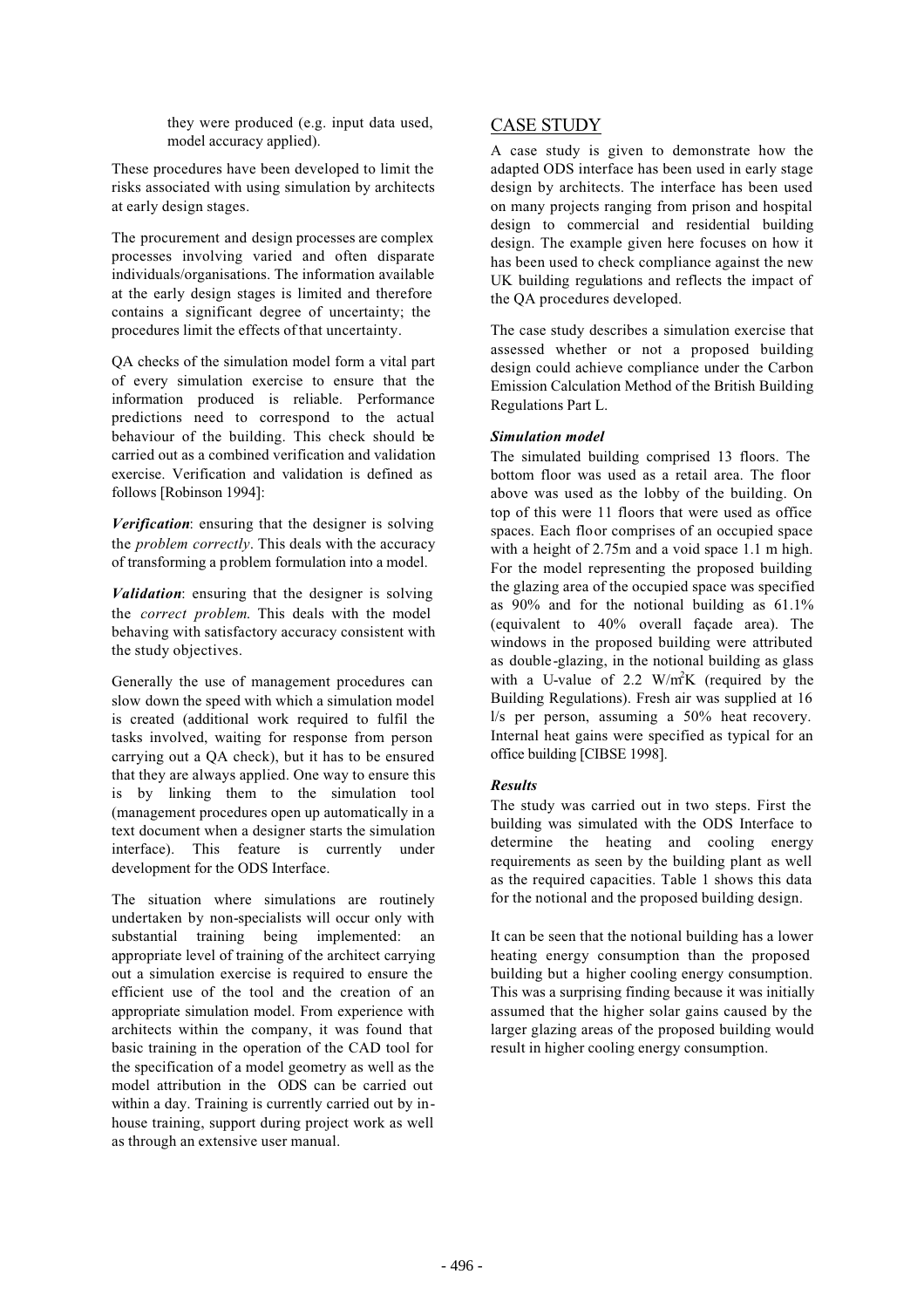they were produced (e.g. input data used, model accuracy applied).

These procedures have been developed to limit the risks associated with using simulation by architects at early design stages.

The procurement and design processes are complex processes involving varied and often disparate individuals/organisations. The information available at the early design stages is limited and therefore contains a significant degree of uncertainty; the procedures limit the effects of that uncertainty.

QA checks of the simulation model form a vital part of every simulation exercise to ensure that the information produced is reliable. Performance predictions need to correspond to the actual behaviour of the building. This check should be carried out as a combined verification and validation exercise. Verification and validation is defined as follows [Robinson 1994]:

***Verification***: ensuring that the designer is solving the *problem correctly*. This deals with the accuracy of transforming a problem formulation into a model.

***Validation***: ensuring that the designer is solving the *correct problem*. This deals with the model behaving with satisfactory accuracy consistent with the study objectives.

Generally the use of management procedures can slow down the speed with which a simulation model is created (additional work required to fulfil the tasks involved, waiting for response from person carrying out a QA check), but it has to be ensured that they are always applied. One way to ensure this is by linking them to the simulation tool (management procedures open up automatically in a text document when a designer starts the simulation interface). This feature is currently under development for the ODS Interface.

The situation where simulations are routinely undertaken by non-specialists will occur only with substantial training being implemented: an appropriate level of training of the architect carrying out a simulation exercise is required to ensure the efficient use of the tool and the creation of an appropriate simulation model. From experience with architects within the company, it was found that basic training in the operation of the CAD tool for the specification of a model geometry as well as the model attribution in the ODS can be carried out within a day. Training is currently carried out by in-house training, support during project work as well as through an extensive user manual.

## CASE STUDY

A case study is given to demonstrate how the adapted ODS interface has been used in early stage design by architects. The interface has been used on many projects ranging from prison and hospital design to commercial and residential building design. The example given here focuses on how it has been used to check compliance against the new UK building regulations and reflects the impact of the QA procedures developed.

The case study describes a simulation exercise that assessed whether or not a proposed building design could achieve compliance under the Carbon Emission Calculation Method of the British Building Regulations Part L.

### *Simulation model*

The simulated building comprised 13 floors. The bottom floor was used as a retail area. The floor above was used as the lobby of the building. On top of this were 11 floors that were used as office spaces. Each floor comprises of an occupied space with a height of 2.75m and a void space 1.1 m high. For the model representing the proposed building the glazing area of the occupied space was specified as 90% and for the notional building as 61.1% (equivalent to 40% overall façade area). The windows in the proposed building were attributed as double-glazing, in the notional building as glass with a U-value of 2.2 $W/m^2K$ (required by the Building Regulations). Fresh air was supplied at 16 l/s per person, assuming a 50% heat recovery. Internal heat gains were specified as typical for an office building [CIBSE 1998].

### *Results*

The study was carried out in two steps. First the building was simulated with the ODS Interface to determine the heating and cooling energy requirements as seen by the building plant as well as the required capacities. Table 1 shows this data for the notional and the proposed building design.

It can be seen that the notional building has a lower heating energy consumption than the proposed building but a higher cooling energy consumption. This was a surprising finding because it was initially assumed that the higher solar gains caused by the larger glazing areas of the proposed building would result in higher cooling energy consumption.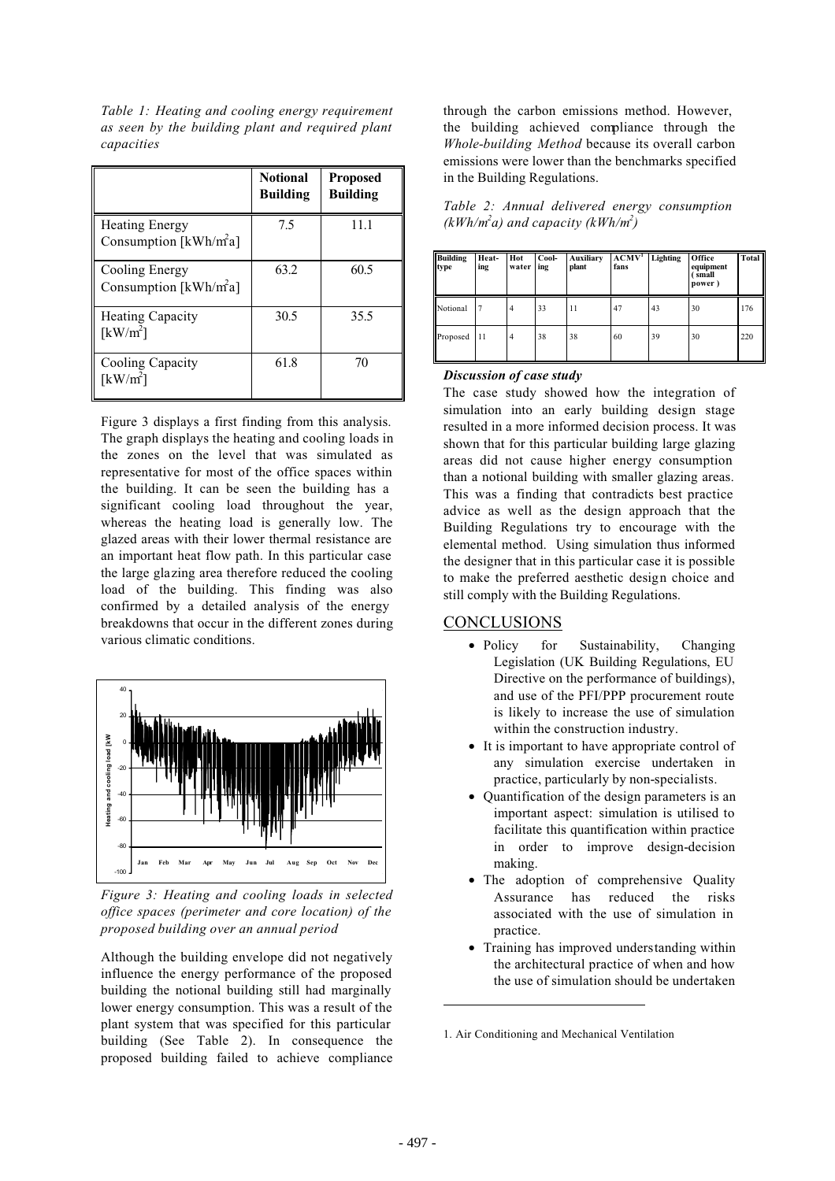*Table 1: Heating and cooling energy requirement as seen by the building plant and required plant capacities*

| | Notional Building | Proposed Building |
|---|---|---|
| Heating Energy Consumption [kWh/m²a] | 7.5 | 11.1 |
| Cooling Energy Consumption [kWh/m²a] | 63.2 | 60.5 |
| Heating Capacity [kW/m²] | 30.5 | 35.5 |
| Cooling Capacity [kW/m²] | 61.8 | 70 |

Figure 3 displays a first finding from this analysis. The graph displays the heating and cooling loads in the zones on the level that was simulated as representative for most of the office spaces within the building. It can be seen the building has a significant cooling load throughout the year, whereas the heating load is generally low. The glazed areas with their lower thermal resistance are an important heat flow path. In this particular case the large glazing area therefore reduced the cooling load of the building. This finding was also confirmed by a detailed analysis of the energy breakdowns that occur in the different zones during various climatic conditions.

*Figure 3: Heating and cooling loads in selected office spaces (perimeter and core location) of the proposed building over an annual period*

Although the building envelope did not negatively influence the energy performance of the proposed building the notional building still had marginally lower energy consumption. This was a result of the plant system that was specified for this particular building (See Table 2). In consequence the proposed building failed to achieve compliance through the carbon emissions method. However, the building achieved compliance through the *Whole-building Method* because its overall carbon emissions were lower than the benchmarks specified in the Building Regulations.

*Table 2: Annual delivered energy consumption (kWh/m²a) and capacity (kWh/m²)*

| Building type | Heating | Hot water | Cooling | Auxiliary plant | ACMV[1] fans | Lighting | Office equipment (small power) | Total |
|---|---|---|---|---|---|---|---|---|
| Notional | 7 | 4 | 33 | 11 | 47 | 43 | 30 | 176 |
| Proposed | 11 | 4 | 38 | 38 | 60 | 39 | 30 | 220 |

***Discussion of case study***

The case study showed how the integration of simulation into an early building design stage resulted in a more informed decision process. It was shown that for this particular building large glazing areas did not cause higher energy consumption than a notional building with smaller glazing areas. This was a finding that contradicts best practice advice as well as the design approach that the Building Regulations try to encourage with the elemental method. Using simulation thus informed the designer that in this particular case it is possible to make the preferred aesthetic design choice and still comply with the Building Regulations.

## CONCLUSIONS

- Policy for Sustainability, Changing Legislation (UK Building Regulations, EU Directive on the performance of buildings), and use of the PFI/PPP procurement route is likely to increase the use of simulation within the construction industry.
- It is important to have appropriate control of any simulation exercise undertaken in practice, particularly by non-specialists.
- Quantification of the design parameters is an important aspect: simulation is utilised to facilitate this quantification within practice in order to improve design-decision making.
- The adoption of comprehensive Quality Assurance has reduced the risks associated with the use of simulation in practice.
- Training has improved understanding within the architectural practice of when and how the use of simulation should be undertaken

1. Air Conditioning and Mechanical Ventilation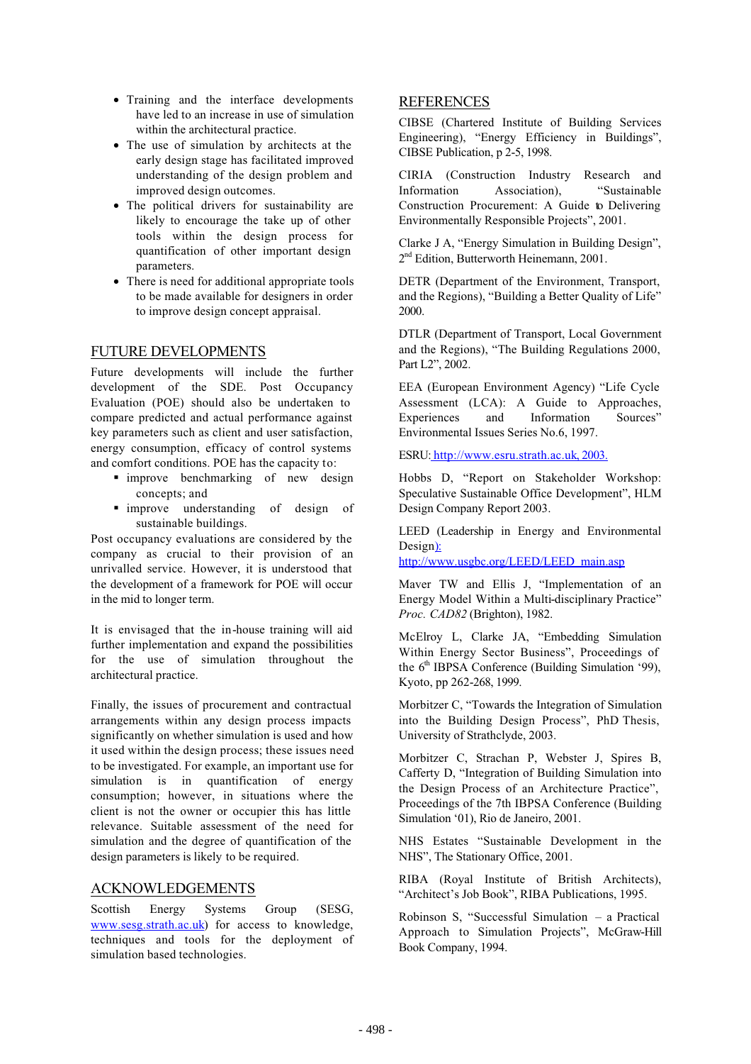- Training and the interface developments have led to an increase in use of simulation within the architectural practice.
- The use of simulation by architects at the early design stage has facilitated improved understanding of the design problem and improved design outcomes.
- The political drivers for sustainability are likely to encourage the take up of other tools within the design process for quantification of other important design parameters.
- There is need for additional appropriate tools to be made available for designers in order to improve design concept appraisal.

## FUTURE DEVELOPMENTS

Future developments will include the further development of the SDE. Post Occupancy Evaluation (POE) should also be undertaken to compare predicted and actual performance against key parameters such as client and user satisfaction, energy consumption, efficacy of control systems and comfort conditions. POE has the capacity to:

- improve benchmarking of new design concepts; and
- improve understanding of design of sustainable buildings.

Post occupancy evaluations are considered by the company as crucial to their provision of an unrivalled service. However, it is understood that the development of a framework for POE will occur in the mid to longer term.

It is envisaged that the in-house training will aid further implementation and expand the possibilities for the use of simulation throughout the architectural practice.

Finally, the issues of procurement and contractual arrangements within any design process impacts significantly on whether simulation is used and how it used within the design process; these issues need to be investigated. For example, an important use for simulation is in quantification of energy consumption; however, in situations where the client is not the owner or occupier this has little relevance. Suitable assessment of the need for simulation and the degree of quantification of the design parameters is likely to be required.

## ACKNOWLEDGEMENTS

Scottish Energy Systems Group (SESG, www.sesg.strath.ac.uk) for access to knowledge, techniques and tools for the deployment of simulation based technologies.

## REFERENCES

CIBSE (Chartered Institute of Building Services Engineering), "Energy Efficiency in Buildings", CIBSE Publication, p 2-5, 1998.

CIRIA (Construction Industry Research and Information Association), "Sustainable Construction Procurement: A Guide to Delivering Environmentally Responsible Projects", 2001.

Clarke J A, "Energy Simulation in Building Design", 2nd Edition, Butterworth Heinemann, 2001.

DETR (Department of the Environment, Transport, and the Regions), "Building a Better Quality of Life" 2000.

DTLR (Department of Transport, Local Government and the Regions), "The Building Regulations 2000, Part L2", 2002.

EEA (European Environment Agency) "Life Cycle Assessment (LCA): A Guide to Approaches, Experiences and Information Sources" Environmental Issues Series No.6, 1997.

ESRU: http://www.esru.strath.ac.uk, 2003.

Hobbs D, "Report on Stakeholder Workshop: Speculative Sustainable Office Development", HLM Design Company Report 2003.

LEED (Leadership in Energy and Environmental Design): http://www.usgbc.org/LEED/LEED_main.asp

Maver TW and Ellis J, "Implementation of an Energy Model Within a Multi-disciplinary Practice" *Proc. CAD82* (Brighton), 1982.

McElroy L, Clarke JA, "Embedding Simulation Within Energy Sector Business", Proceedings of the 6th IBPSA Conference (Building Simulation '99), Kyoto, pp 262-268, 1999.

Morbitzer C, "Towards the Integration of Simulation into the Building Design Process", PhD Thesis, University of Strathclyde, 2003.

Morbitzer C, Strachan P, Webster J, Spires B, Cafferty D, "Integration of Building Simulation into the Design Process of an Architecture Practice", Proceedings of the 7th IBPSA Conference (Building Simulation '01), Rio de Janeiro, 2001.

NHS Estates "Sustainable Development in the NHS", The Stationary Office, 2001.

RIBA (Royal Institute of British Architects), "Architect's Job Book", RIBA Publications, 1995.

Robinson S, "Successful Simulation – a Practical Approach to Simulation Projects", McGraw-Hill Book Company, 1994.